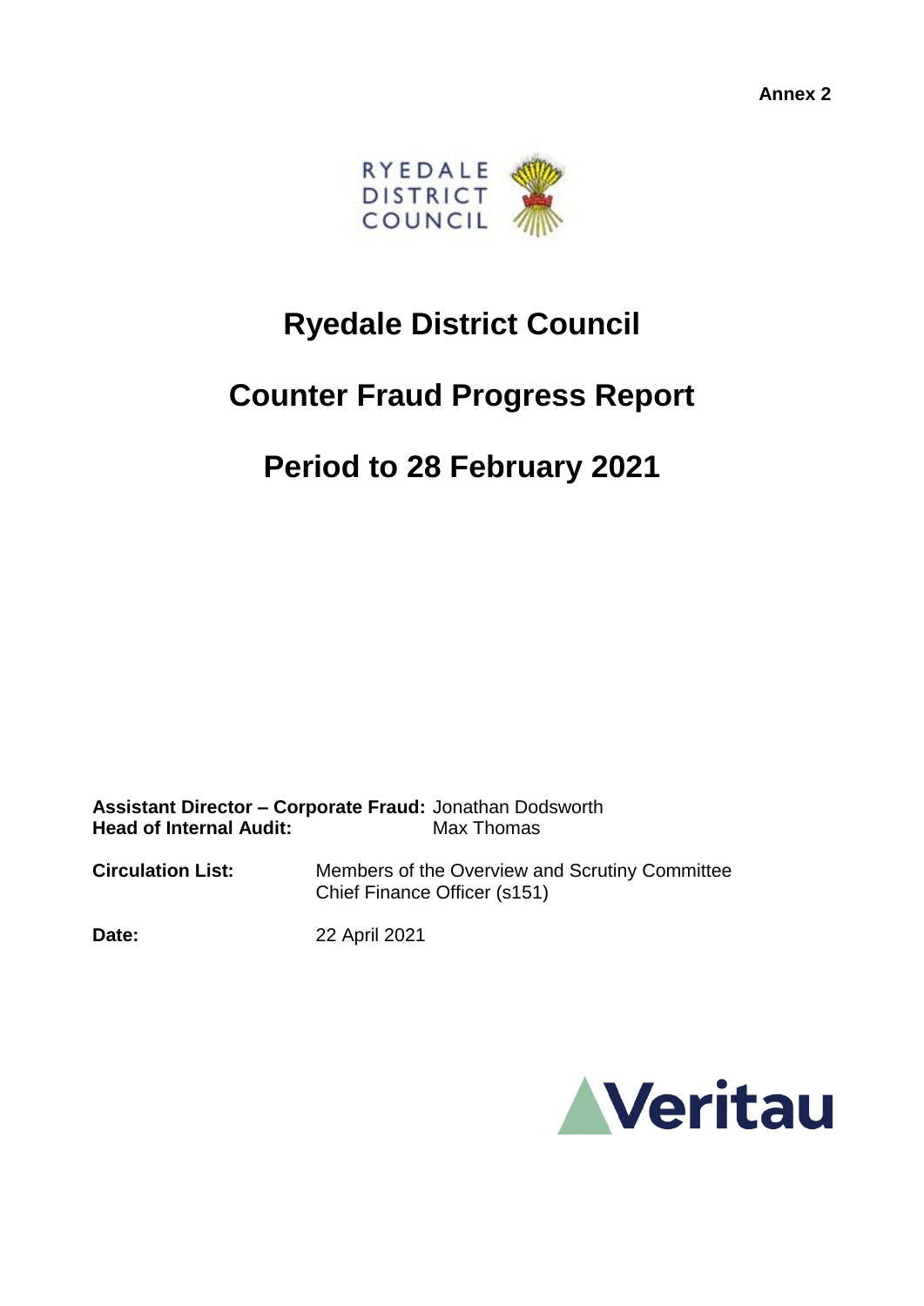**Annex 2**

RYEDALE DISTRICT COUNCIL

# Ryedale District Council

# Counter Fraud Progress Report

# Period to 28 February 2021

**Assistant Director – Corporate Fraud:** Jonathan Dodsworth
**Head of Internal Audit:** Max Thomas

**Circulation List:** Members of the Overview and Scrutiny Committee
Chief Finance Officer (s151)

**Date:** 22 April 2021

Veritau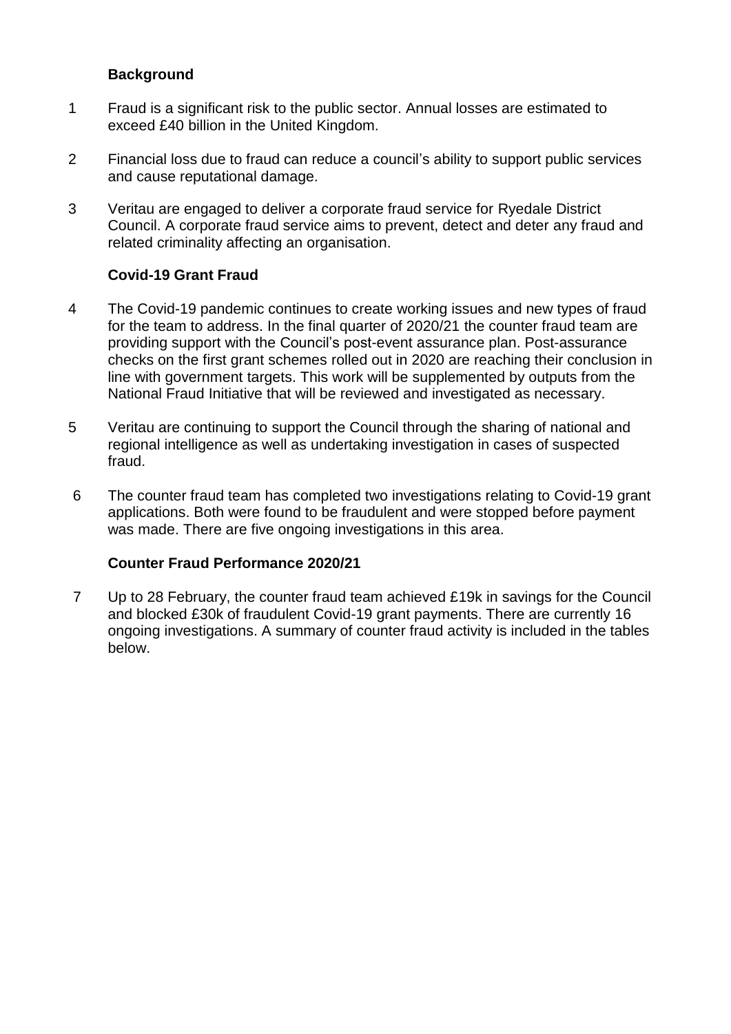### Background

1 Fraud is a significant risk to the public sector. Annual losses are estimated to exceed £40 billion in the United Kingdom.

2 Financial loss due to fraud can reduce a council's ability to support public services and cause reputational damage.

3 Veritau are engaged to deliver a corporate fraud service for Ryedale District Council. A corporate fraud service aims to prevent, detect and deter any fraud and related criminality affecting an organisation.

### Covid-19 Grant Fraud

4 The Covid-19 pandemic continues to create working issues and new types of fraud for the team to address. In the final quarter of 2020/21 the counter fraud team are providing support with the Council's post-event assurance plan. Post-assurance checks on the first grant schemes rolled out in 2020 are reaching their conclusion in line with government targets. This work will be supplemented by outputs from the National Fraud Initiative that will be reviewed and investigated as necessary.

5 Veritau are continuing to support the Council through the sharing of national and regional intelligence as well as undertaking investigation in cases of suspected fraud.

6 The counter fraud team has completed two investigations relating to Covid-19 grant applications. Both were found to be fraudulent and were stopped before payment was made. There are five ongoing investigations in this area.

### Counter Fraud Performance 2020/21

7 Up to 28 February, the counter fraud team achieved £19k in savings for the Council and blocked £30k of fraudulent Covid-19 grant payments. There are currently 16 ongoing investigations. A summary of counter fraud activity is included in the tables below.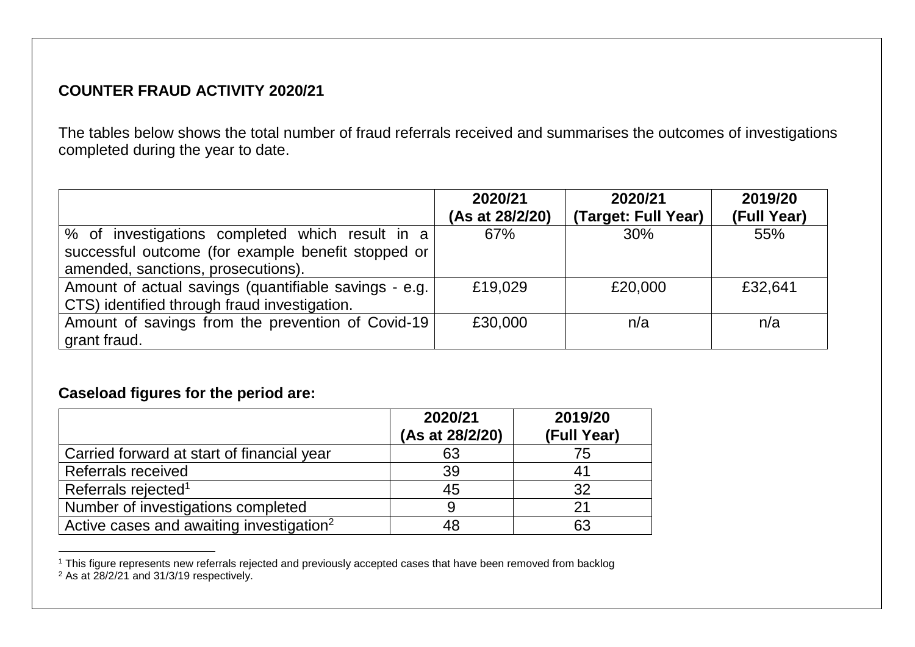**COUNTER FRAUD ACTIVITY 2020/21**

The tables below shows the total number of fraud referrals received and summarises the outcomes of investigations completed during the year to date.

| | 2020/21 (As at 28/2/20) | 2020/21 (Target: Full Year) | 2019/20 (Full Year) |
|---|---|---|---|
| % of investigations completed which result in a successful outcome (for example benefit stopped or amended, sanctions, prosecutions). | 67% | 30% | 55% |
| Amount of actual savings (quantifiable savings - e.g. CTS) identified through fraud investigation. | £19,029 | £20,000 | £32,641 |
| Amount of savings from the prevention of Covid-19 grant fraud. | £30,000 | n/a | n/a |

**Caseload figures for the period are:**

| | 2020/21 (As at 28/2/20) | 2019/20 (Full Year) |
|---|---|---|
| Carried forward at start of financial year | 63 | 75 |
| Referrals received | 39 | 41 |
| Referrals rejected[1] | 45 | 32 |
| Number of investigations completed | 9 | 21 |
| Active cases and awaiting investigation[2] | 48 | 63 |

[1] This figure represents new referrals rejected and previously accepted cases that have been removed from backlog

[2] As at 28/2/21 and 31/3/19 respectively.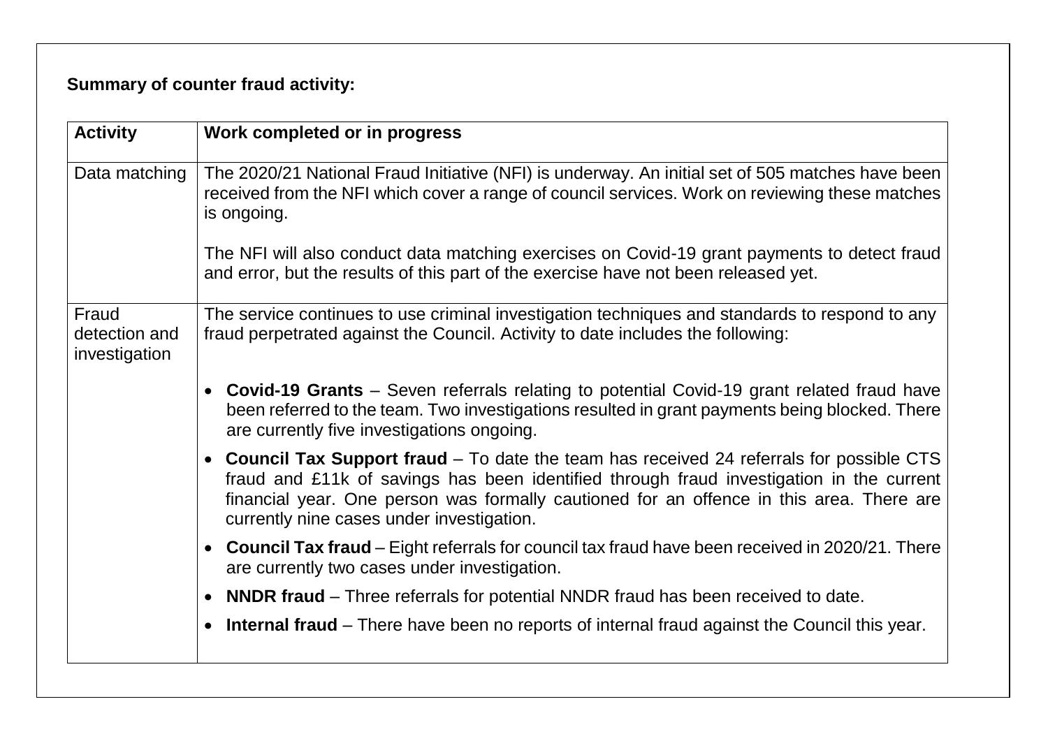**Summary of counter fraud activity:**

| Activity | Work completed or in progress |
|---|---|
| Data matching | The 2020/21 National Fraud Initiative (NFI) is underway. An initial set of 505 matches have been received from the NFI which cover a range of council services. Work on reviewing these matches is ongoing.<br><br>The NFI will also conduct data matching exercises on Covid-19 grant payments to detect fraud and error, but the results of this part of the exercise have not been released yet. |
| Fraud detection and investigation | The service continues to use criminal investigation techniques and standards to respond to any fraud perpetrated against the Council. Activity to date includes the following:<br><br>• **Covid-19 Grants** – Seven referrals relating to potential Covid-19 grant related fraud have been referred to the team. Two investigations resulted in grant payments being blocked. There are currently five investigations ongoing.<br>• **Council Tax Support fraud** – To date the team has received 24 referrals for possible CTS fraud and £11k of savings has been identified through fraud investigation in the current financial year. One person was formally cautioned for an offence in this area. There are currently nine cases under investigation.<br>• **Council Tax fraud** – Eight referrals for council tax fraud have been received in 2020/21. There are currently two cases under investigation.<br>• **NNDR fraud** – Three referrals for potential NNDR fraud has been received to date.<br>• **Internal fraud** – There have been no reports of internal fraud against the Council this year. |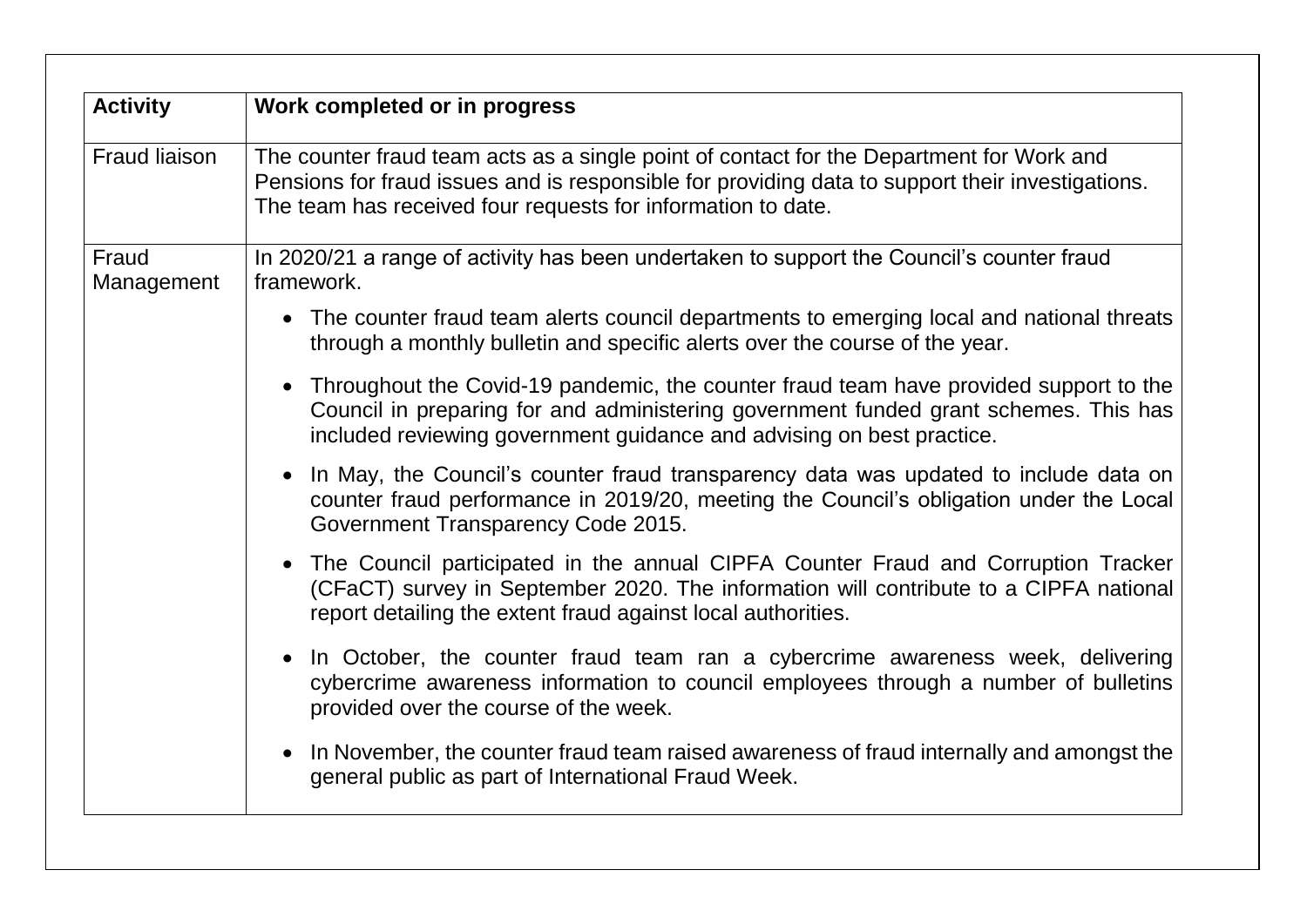| Activity | Work completed or in progress |
| --- | --- |
| Fraud liaison | The counter fraud team acts as a single point of contact for the Department for Work and Pensions for fraud issues and is responsible for providing data to support their investigations. The team has received four requests for information to date. |
| Fraud Management | In 2020/21 a range of activity has been undertaken to support the Council's counter fraud framework.<br>• The counter fraud team alerts council departments to emerging local and national threats through a monthly bulletin and specific alerts over the course of the year.<br>• Throughout the Covid-19 pandemic, the counter fraud team have provided support to the Council in preparing for and administering government funded grant schemes. This has included reviewing government guidance and advising on best practice.<br>• In May, the Council's counter fraud transparency data was updated to include data on counter fraud performance in 2019/20, meeting the Council's obligation under the Local Government Transparency Code 2015.<br>• The Council participated in the annual CIPFA Counter Fraud and Corruption Tracker (CFaCT) survey in September 2020. The information will contribute to a CIPFA national report detailing the extent fraud against local authorities.<br>• In October, the counter fraud team ran a cybercrime awareness week, delivering cybercrime awareness information to council employees through a number of bulletins provided over the course of the week.<br>• In November, the counter fraud team raised awareness of fraud internally and amongst the general public as part of International Fraud Week. |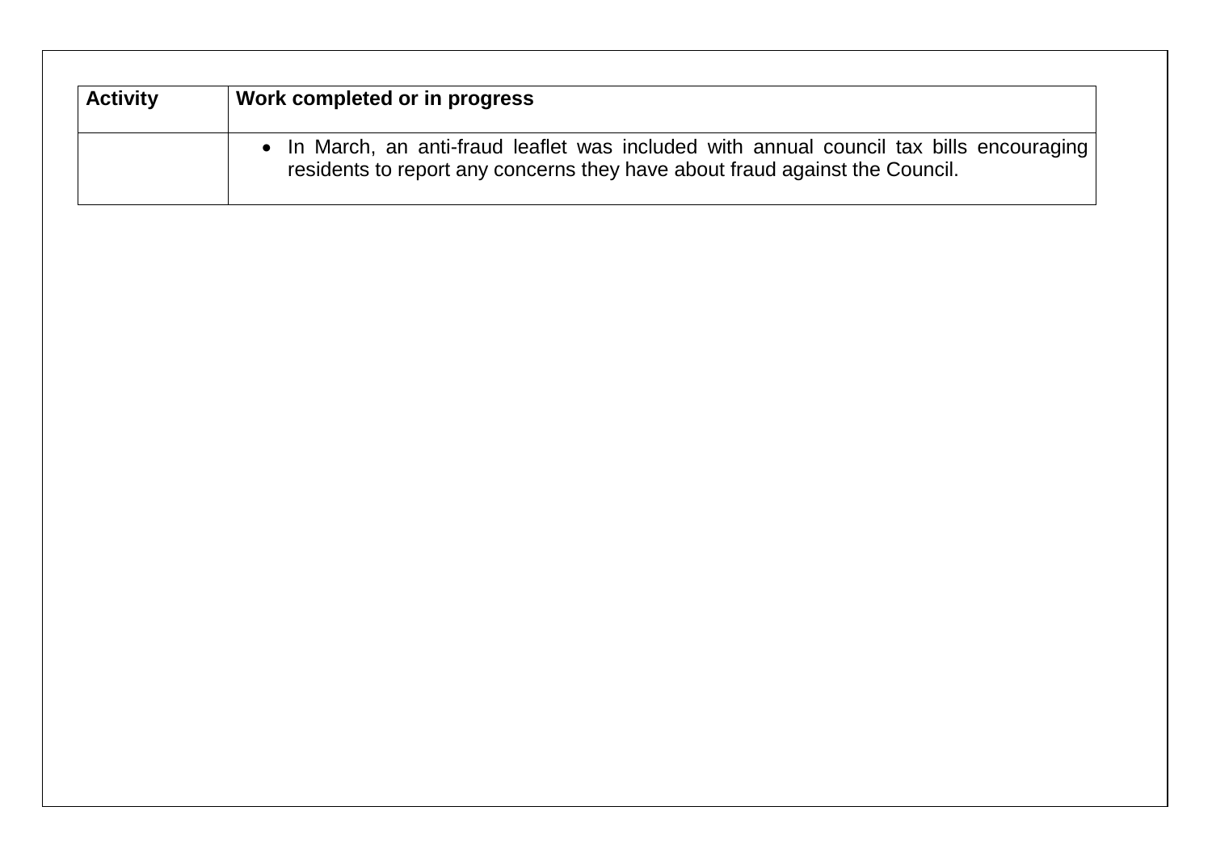| Activity | Work completed or in progress |
| --- | --- |
| | • In March, an anti-fraud leaflet was included with annual council tax bills encouraging residents to report any concerns they have about fraud against the Council. |